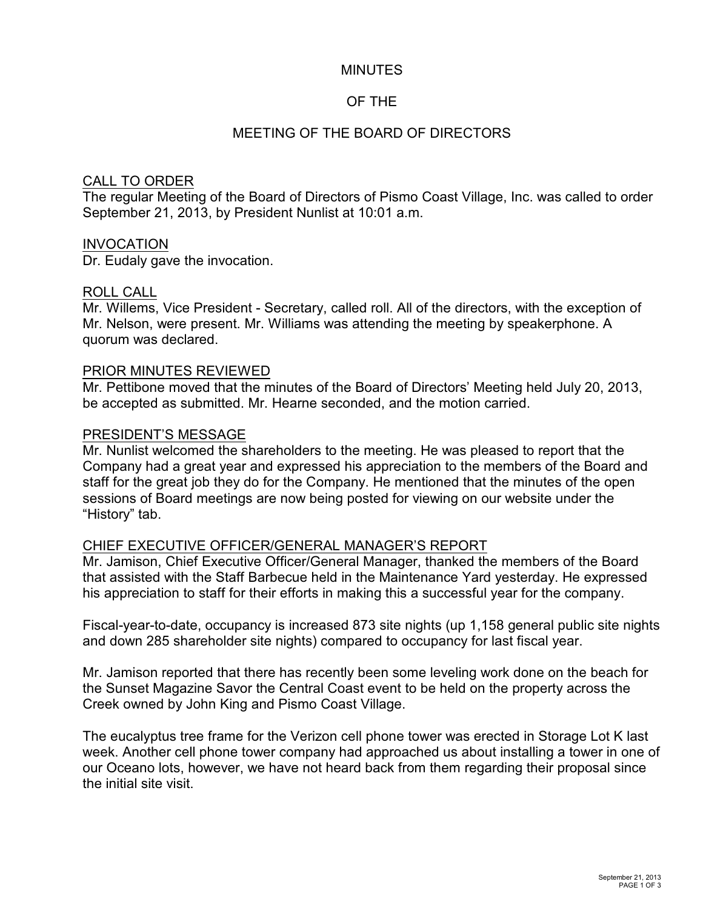# MINUTES

# OF THE

# MEETING OF THE BOARD OF DIRECTORS

## CALL TO ORDER

The regular Meeting of the Board of Directors of Pismo Coast Village, Inc. was called to order September 21, 2013, by President Nunlist at 10:01 a.m.

## INVOCATION

Dr. Eudaly gave the invocation.

## ROLL CALL

Mr. Willems, Vice President - Secretary, called roll. All of the directors, with the exception of Mr. Nelson, were present. Mr. Williams was attending the meeting by speakerphone. A quorum was declared.

## PRIOR MINUTES REVIEWED

Mr. Pettibone moved that the minutes of the Board of Directors' Meeting held July 20, 2013, be accepted as submitted. Mr. Hearne seconded, and the motion carried.

## PRESIDENT'S MESSAGE

Mr. Nunlist welcomed the shareholders to the meeting. He was pleased to report that the Company had a great year and expressed his appreciation to the members of the Board and staff for the great job they do for the Company. He mentioned that the minutes of the open sessions of Board meetings are now being posted for viewing on our website under the "History" tab.

## CHIEF EXECUTIVE OFFICER/GENERAL MANAGER'S REPORT

Mr. Jamison, Chief Executive Officer/General Manager, thanked the members of the Board that assisted with the Staff Barbecue held in the Maintenance Yard yesterday. He expressed his appreciation to staff for their efforts in making this a successful year for the company.

Fiscal-year-to-date, occupancy is increased 873 site nights (up 1,158 general public site nights and down 285 shareholder site nights) compared to occupancy for last fiscal year.

Mr. Jamison reported that there has recently been some leveling work done on the beach for the Sunset Magazine Savor the Central Coast event to be held on the property across the Creek owned by John King and Pismo Coast Village.

The eucalyptus tree frame for the Verizon cell phone tower was erected in Storage Lot K last week. Another cell phone tower company had approached us about installing a tower in one of our Oceano lots, however, we have not heard back from them regarding their proposal since the initial site visit.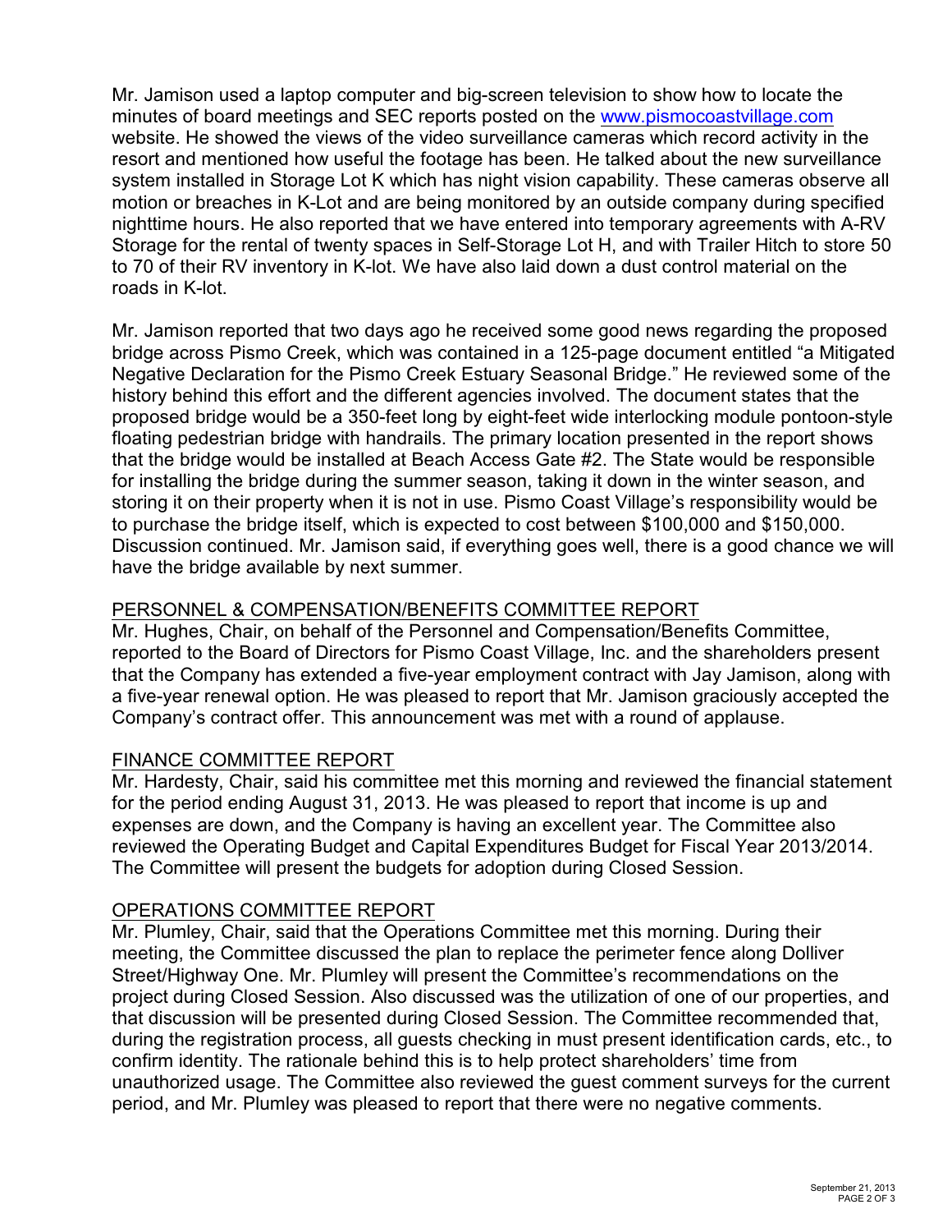Mr. Jamison used a laptop computer and big-screen television to show how to locate the minutes of board meetings and SEC reports posted on the www.pismocoastvillage.com website. He showed the views of the video surveillance cameras which record activity in the resort and mentioned how useful the footage has been. He talked about the new surveillance system installed in Storage Lot K which has night vision capability. These cameras observe all motion or breaches in K-Lot and are being monitored by an outside company during specified nighttime hours. He also reported that we have entered into temporary agreements with A-RV Storage for the rental of twenty spaces in Self-Storage Lot H, and with Trailer Hitch to store 50 to 70 of their RV inventory in K-lot. We have also laid down a dust control material on the roads in K-lot.

Mr. Jamison reported that two days ago he received some good news regarding the proposed bridge across Pismo Creek, which was contained in a 125-page document entitled "a Mitigated Negative Declaration for the Pismo Creek Estuary Seasonal Bridge." He reviewed some of the history behind this effort and the different agencies involved. The document states that the proposed bridge would be a 350-feet long by eight-feet wide interlocking module pontoon-style floating pedestrian bridge with handrails. The primary location presented in the report shows that the bridge would be installed at Beach Access Gate #2. The State would be responsible for installing the bridge during the summer season, taking it down in the winter season, and storing it on their property when it is not in use. Pismo Coast Village's responsibility would be to purchase the bridge itself, which is expected to cost between $100,000 and $150,000. Discussion continued. Mr. Jamison said, if everything goes well, there is a good chance we will have the bridge available by next summer.

## PERSONNEL & COMPENSATION/BENEFITS COMMITTEE REPORT

Mr. Hughes, Chair, on behalf of the Personnel and Compensation/Benefits Committee, reported to the Board of Directors for Pismo Coast Village, Inc. and the shareholders present that the Company has extended a five-year employment contract with Jay Jamison, along with a five-year renewal option. He was pleased to report that Mr. Jamison graciously accepted the Company's contract offer. This announcement was met with a round of applause.

## FINANCE COMMITTEE REPORT

Mr. Hardesty, Chair, said his committee met this morning and reviewed the financial statement for the period ending August 31, 2013. He was pleased to report that income is up and expenses are down, and the Company is having an excellent year. The Committee also reviewed the Operating Budget and Capital Expenditures Budget for Fiscal Year 2013/2014. The Committee will present the budgets for adoption during Closed Session.

## OPERATIONS COMMITTEE REPORT

Mr. Plumley, Chair, said that the Operations Committee met this morning. During their meeting, the Committee discussed the plan to replace the perimeter fence along Dolliver Street/Highway One. Mr. Plumley will present the Committee's recommendations on the project during Closed Session. Also discussed was the utilization of one of our properties, and that discussion will be presented during Closed Session. The Committee recommended that, during the registration process, all guests checking in must present identification cards, etc., to confirm identity. The rationale behind this is to help protect shareholders' time from unauthorized usage. The Committee also reviewed the guest comment surveys for the current period, and Mr. Plumley was pleased to report that there were no negative comments.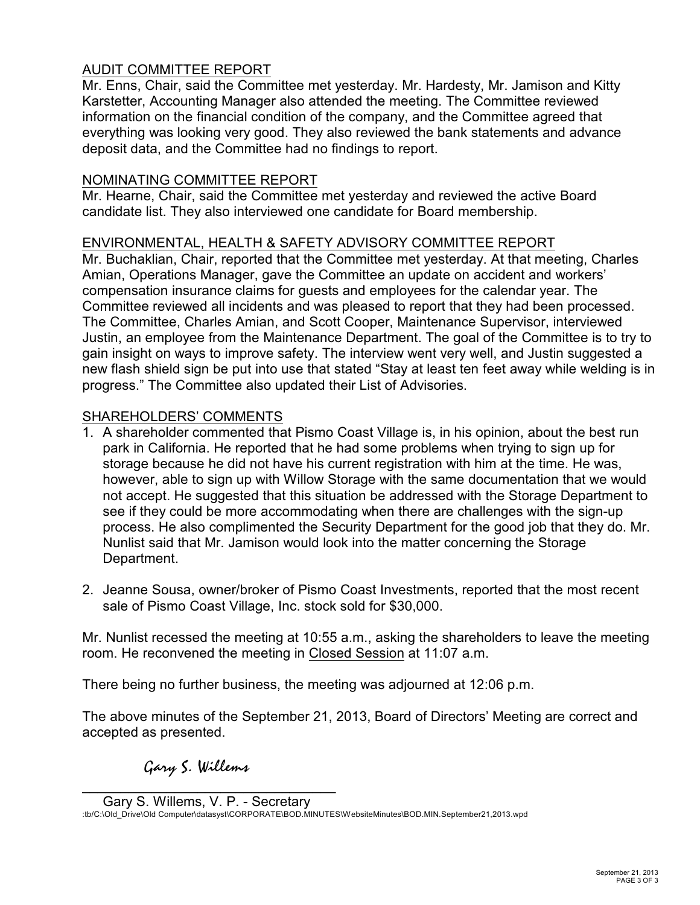AUDIT COMMITTEE REPORT

Mr. Enns, Chair, said the Committee met yesterday. Mr. Hardesty, Mr. Jamison and Kitty Karstetter, Accounting Manager also attended the meeting. The Committee reviewed information on the financial condition of the company, and the Committee agreed that everything was looking very good. They also reviewed the bank statements and advance deposit data, and the Committee had no findings to report.

NOMINATING COMMITTEE REPORT

Mr. Hearne, Chair, said the Committee met yesterday and reviewed the active Board candidate list. They also interviewed one candidate for Board membership.

ENVIRONMENTAL, HEALTH & SAFETY ADVISORY COMMITTEE REPORT

Mr. Buchaklian, Chair, reported that the Committee met yesterday. At that meeting, Charles Amian, Operations Manager, gave the Committee an update on accident and workers' compensation insurance claims for guests and employees for the calendar year. The Committee reviewed all incidents and was pleased to report that they had been processed. The Committee, Charles Amian, and Scott Cooper, Maintenance Supervisor, interviewed Justin, an employee from the Maintenance Department. The goal of the Committee is to try to gain insight on ways to improve safety. The interview went very well, and Justin suggested a new flash shield sign be put into use that stated "Stay at least ten feet away while welding is in progress." The Committee also updated their List of Advisories.

SHAREHOLDERS' COMMENTS

1. A shareholder commented that Pismo Coast Village is, in his opinion, about the best run park in California. He reported that he had some problems when trying to sign up for storage because he did not have his current registration with him at the time. He was, however, able to sign up with Willow Storage with the same documentation that we would not accept. He suggested that this situation be addressed with the Storage Department to see if they could be more accommodating when there are challenges with the sign-up process. He also complimented the Security Department for the good job that they do. Mr. Nunlist said that Mr. Jamison would look into the matter concerning the Storage Department.

2. Jeanne Sousa, owner/broker of Pismo Coast Investments, reported that the most recent sale of Pismo Coast Village, Inc. stock sold for $30,000.

Mr. Nunlist recessed the meeting at 10:55 a.m., asking the shareholders to leave the meeting room. He reconvened the meeting in Closed Session at 11:07 a.m.

There being no further business, the meeting was adjourned at 12:06 p.m.

The above minutes of the September 21, 2013, Board of Directors' Meeting are correct and accepted as presented.

*Gary S. Willems*

Gary S. Willems, V. P. - Secretary

:tb/C:\Old_Drive\Old Computer\datasyst\CORPORATE\BOD.MINUTES\WebsiteMinutes\BOD.MIN.September21,2013.wpd